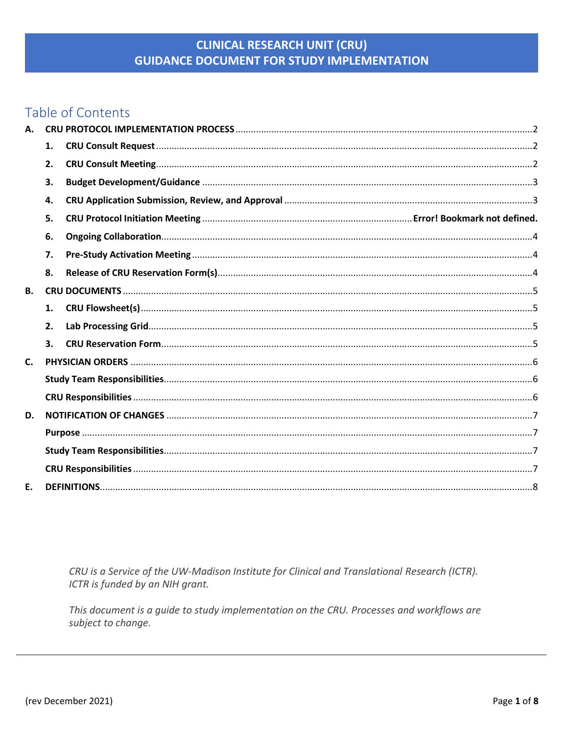# CLINICAL RESEARCH UNIT (CRU)
# GUIDANCE DOCUMENT FOR STUDY IMPLEMENTATION

## Table of Contents

**A. CRU PROTOCOL IMPLEMENTATION PROCESS** ..... 2

- **1. CRU Consult Request** ..... 2
- **2. CRU Consult Meeting** ..... 2
- **3. Budget Development/Guidance** ..... 3
- **4. CRU Application Submission, Review, and Approval** ..... 3
- **5. CRU Protocol Initiation Meeting** ..... **Error! Bookmark not defined.**
- **6. Ongoing Collaboration** ..... 4
- **7. Pre-Study Activation Meeting** ..... 4
- **8. Release of CRU Reservation Form(s)** ..... 4

**B. CRU DOCUMENTS** ..... 5

- **1. CRU Flowsheet(s)** ..... 5
- **2. Lab Processing Grid** ..... 5
- **3. CRU Reservation Form** ..... 5

**C. PHYSICIAN ORDERS** ..... 6

- **Study Team Responsibilities** ..... 6
- **CRU Responsibilities** ..... 6

**D. NOTIFICATION OF CHANGES** ..... 7

- **Purpose** ..... 7
- **Study Team Responsibilities** ..... 7
- **CRU Responsibilities** ..... 7

**E. DEFINITIONS** ..... 8

*CRU is a Service of the UW-Madison Institute for Clinical and Translational Research (ICTR). ICTR is funded by an NIH grant.*

*This document is a guide to study implementation on the CRU. Processes and workflows are subject to change.*

(rev December 2021)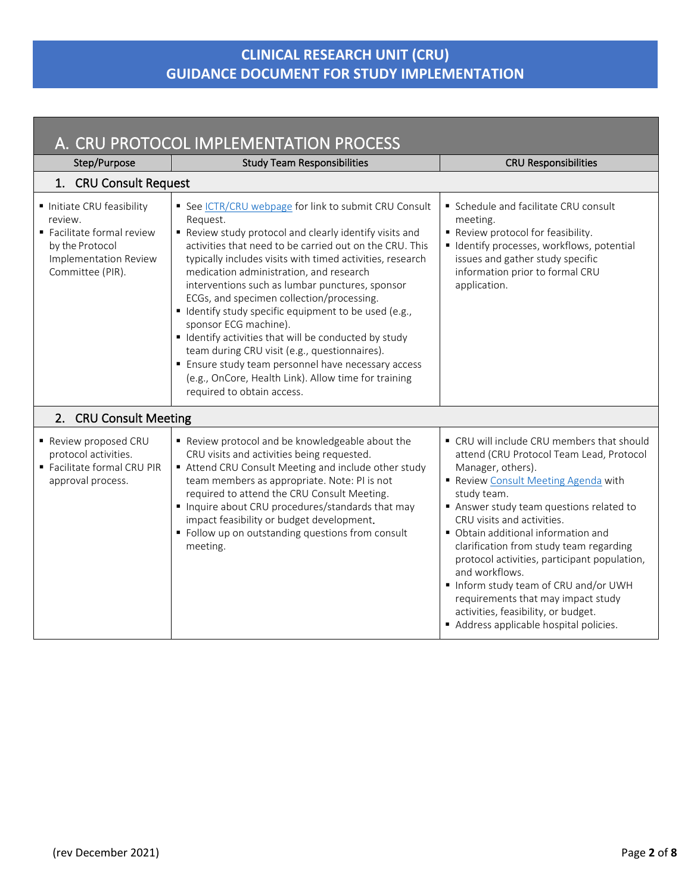# CLINICAL RESEARCH UNIT (CRU)
# GUIDANCE DOCUMENT FOR STUDY IMPLEMENTATION

## A. CRU PROTOCOL IMPLEMENTATION PROCESS

| Step/Purpose | Study Team Responsibilities | CRU Responsibilities |
|---|---|---|
| **1. CRU Consult Request** | | |
| ▪ Initiate CRU feasibility review.<br>▪ Facilitate formal review by the Protocol Implementation Review Committee (PIR). | ▪ See ICTR/CRU webpage for link to submit CRU Consult Request.<br>▪ Review study protocol and clearly identify visits and activities that need to be carried out on the CRU. This typically includes visits with timed activities, research medication administration, and research interventions such as lumbar punctures, sponsor ECGs, and specimen collection/processing.<br>▪ Identify study specific equipment to be used (e.g., sponsor ECG machine).<br>▪ Identify activities that will be conducted by study team during CRU visit (e.g., questionnaires).<br>▪ Ensure study team personnel have necessary access (e.g., OnCore, Health Link). Allow time for training required to obtain access. | ▪ Schedule and facilitate CRU consult meeting.<br>▪ Review protocol for feasibility.<br>▪ Identify processes, workflows, potential issues and gather study specific information prior to formal CRU application. |
| **2. CRU Consult Meeting** | | |
| ▪ Review proposed CRU protocol activities.<br>▪ Facilitate formal CRU PIR approval process. | ▪ Review protocol and be knowledgeable about the CRU visits and activities being requested.<br>▪ Attend CRU Consult Meeting and include other study team members as appropriate. Note: PI is not required to attend the CRU Consult Meeting.<br>▪ Inquire about CRU procedures/standards that may impact feasibility or budget development.<br>▪ Follow up on outstanding questions from consult meeting. | ▪ CRU will include CRU members that should attend (CRU Protocol Team Lead, Protocol Manager, others).<br>▪ Review Consult Meeting Agenda with study team.<br>▪ Answer study team questions related to CRU visits and activities.<br>▪ Obtain additional information and clarification from study team regarding protocol activities, participant population, and workflows.<br>▪ Inform study team of CRU and/or UWH requirements that may impact study activities, feasibility, or budget.<br>▪ Address applicable hospital policies. |

(rev December 2021)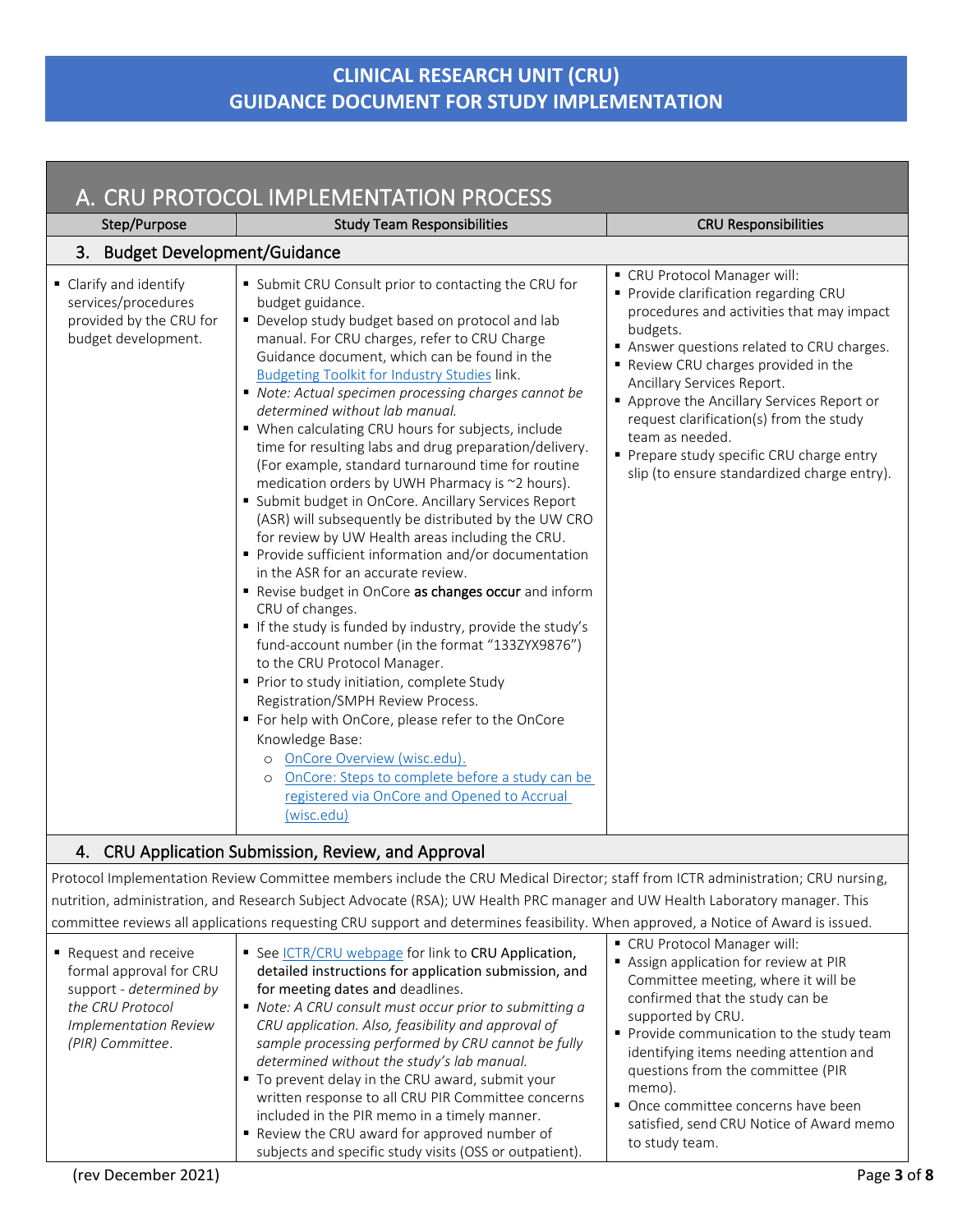# CLINICAL RESEARCH UNIT (CRU) GUIDANCE DOCUMENT FOR STUDY IMPLEMENTATION

## A. CRU PROTOCOL IMPLEMENTATION PROCESS

| Step/Purpose | Study Team Responsibilities | CRU Responsibilities |
|---|---|---|
| **3. Budget Development/Guidance** | | |
| ▪ Clarify and identify services/procedures provided by the CRU for budget development. | ▪ Submit CRU Consult prior to contacting the CRU for budget guidance.<br>▪ Develop study budget based on protocol and lab manual. For CRU charges, refer to CRU Charge Guidance document, which can be found in the [Budgeting Toolkit for Industry Studies]() link.<br>▪ *Note: Actual specimen processing charges cannot be determined without lab manual.*<br>▪ When calculating CRU hours for subjects, include time for resulting labs and drug preparation/delivery. (For example, standard turnaround time for routine medication orders by UWH Pharmacy is ~2 hours).<br>▪ Submit budget in OnCore. Ancillary Services Report (ASR) will subsequently be distributed by the UW CRO for review by UW Health areas including the CRU.<br>▪ Provide sufficient information and/or documentation in the ASR for an accurate review.<br>▪ Revise budget in OnCore **as changes occur** and inform CRU of changes.<br>▪ If the study is funded by industry, provide the study's fund-account number (in the format "133ZYX9876") to the CRU Protocol Manager.<br>▪ Prior to study initiation, complete Study Registration/SMPH Review Process.<br>▪ For help with OnCore, please refer to the OnCore Knowledge Base:<br>○ [OnCore Overview (wisc.edu).]()<br>○ [OnCore: Steps to complete before a study can be registered via OnCore and Opened to Accrual (wisc.edu)]() | ▪ CRU Protocol Manager will:<br>▪ Provide clarification regarding CRU procedures and activities that may impact budgets.<br>▪ Answer questions related to CRU charges.<br>▪ Review CRU charges provided in the Ancillary Services Report.<br>▪ Approve the Ancillary Services Report or request clarification(s) from the study team as needed.<br>▪ Prepare study specific CRU charge entry slip (to ensure standardized charge entry). |
| **4. CRU Application Submission, Review, and Approval** | | |
| Protocol Implementation Review Committee members include the CRU Medical Director; staff from ICTR administration; CRU nursing, nutrition, administration, and Research Subject Advocate (RSA); UW Health PRC manager and UW Health Laboratory manager. This committee reviews all applications requesting CRU support and determines feasibility. When approved, a Notice of Award is issued. | | |
| ▪ Request and receive formal approval for CRU support - *determined by the CRU Protocol Implementation Review (PIR) Committee*. | ▪ See [ICTR/CRU webpage]() for link to **CRU Application, detailed instructions for application submission, and for meeting dates and** deadlines.<br>▪ *Note: A CRU consult must occur prior to submitting a CRU application. Also, feasibility and approval of sample processing performed by CRU cannot be fully determined without the study's lab manual.*<br>▪ To prevent delay in the CRU award, submit your written response to all CRU PIR Committee concerns included in the PIR memo in a timely manner.<br>▪ Review the CRU award for approved number of subjects and specific study visits (OSS or outpatient). | ▪ CRU Protocol Manager will:<br>▪ Assign application for review at PIR Committee meeting, where it will be confirmed that the study can be supported by CRU.<br>▪ Provide communication to the study team identifying items needing attention and questions from the committee (PIR memo).<br>▪ Once committee concerns have been satisfied, send CRU Notice of Award memo to study team. |

(rev December 2021)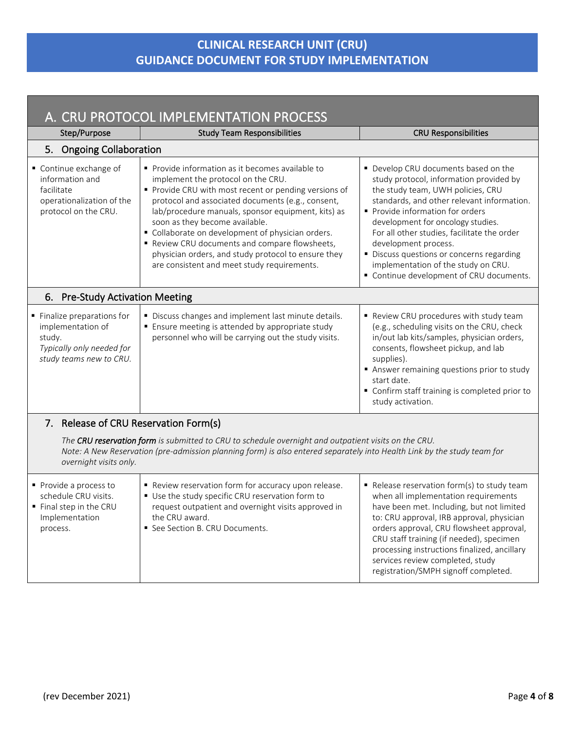# CLINICAL RESEARCH UNIT (CRU) GUIDANCE DOCUMENT FOR STUDY IMPLEMENTATION

## A. CRU PROTOCOL IMPLEMENTATION PROCESS

| Step/Purpose | Study Team Responsibilities | CRU Responsibilities |
|---|---|---|
| **5. Ongoing Collaboration** | | |
| ▪ Continue exchange of information and facilitate operationalization of the protocol on the CRU. | ▪ Provide information as it becomes available to implement the protocol on the CRU.<br>▪ Provide CRU with most recent or pending versions of protocol and associated documents (e.g., consent, lab/procedure manuals, sponsor equipment, kits) as soon as they become available.<br>▪ Collaborate on development of physician orders.<br>▪ Review CRU documents and compare flowsheets, physician orders, and study protocol to ensure they are consistent and meet study requirements. | ▪ Develop CRU documents based on the study protocol, information provided by the study team, UWH policies, CRU standards, and other relevant information.<br>▪ Provide information for orders development for oncology studies. For all other studies, facilitate the order development process.<br>▪ Discuss questions or concerns regarding implementation of the study on CRU.<br>▪ Continue development of CRU documents. |
| **6. Pre-Study Activation Meeting** | | |
| ▪ Finalize preparations for implementation of study.<br>*Typically only needed for study teams new to CRU.* | ▪ Discuss changes and implement last minute details.<br>▪ Ensure meeting is attended by appropriate study personnel who will be carrying out the study visits. | ▪ Review CRU procedures with study team (e.g., scheduling visits on the CRU, check in/out lab kits/samples, physician orders, consents, flowsheet pickup, and lab supplies).<br>▪ Answer remaining questions prior to study start date.<br>▪ Confirm staff training is completed prior to study activation. |
| **7. Release of CRU Reservation Form(s)**<br>*The **CRU reservation form** is submitted to CRU to schedule overnight and outpatient visits on the CRU.*<br>*Note: A New Reservation (pre-admission planning form) is also entered separately into Health Link by the study team for overnight visits only.* | | |
| ▪ Provide a process to schedule CRU visits.<br>▪ Final step in the CRU Implementation process. | ▪ Review reservation form for accuracy upon release.<br>▪ Use the study specific CRU reservation form to request outpatient and overnight visits approved in the CRU award.<br>▪ See Section B. CRU Documents. | ▪ Release reservation form(s) to study team when all implementation requirements have been met. Including, but not limited to: CRU approval, IRB approval, physician orders approval, CRU flowsheet approval, CRU staff training (if needed), specimen processing instructions finalized, ancillary services review completed, study registration/SMPH signoff completed. |

(rev December 2021)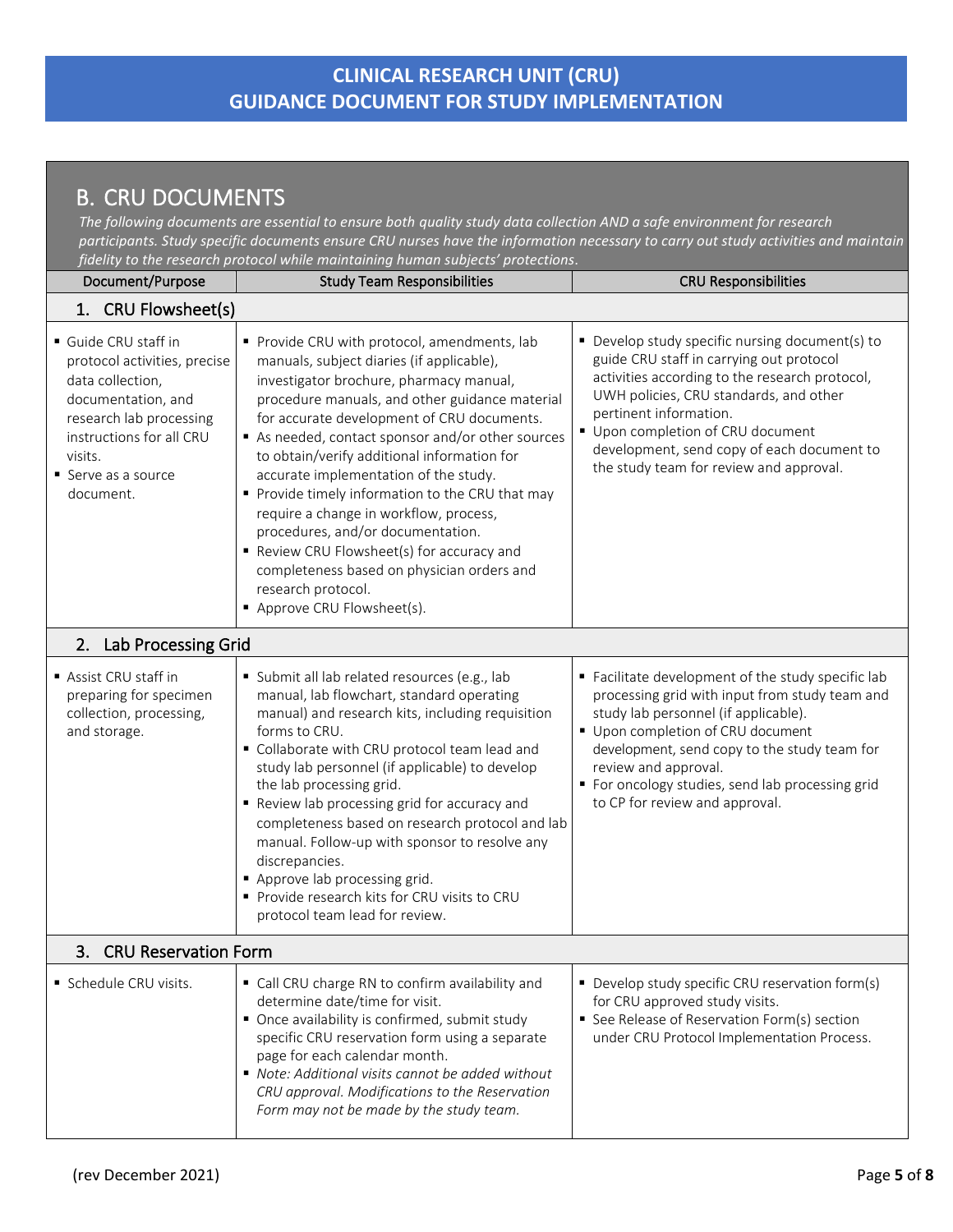# CLINICAL RESEARCH UNIT (CRU)
# GUIDANCE DOCUMENT FOR STUDY IMPLEMENTATION

## B. CRU DOCUMENTS

*The following documents are essential to ensure both quality study data collection AND a safe environment for research participants. Study specific documents ensure CRU nurses have the information necessary to carry out study activities and maintain fidelity to the research protocol while maintaining human subjects' protections.*

| Document/Purpose | Study Team Responsibilities | CRU Responsibilities |
|---|---|---|
| **1. CRU Flowsheet(s)** | | |
| ▪ Guide CRU staff in protocol activities, precise data collection, documentation, and research lab processing instructions for all CRU visits.<br>▪ Serve as a source document. | ▪ Provide CRU with protocol, amendments, lab manuals, subject diaries (if applicable), investigator brochure, pharmacy manual, procedure manuals, and other guidance material for accurate development of CRU documents.<br>▪ As needed, contact sponsor and/or other sources to obtain/verify additional information for accurate implementation of the study.<br>▪ Provide timely information to the CRU that may require a change in workflow, process, procedures, and/or documentation.<br>▪ Review CRU Flowsheet(s) for accuracy and completeness based on physician orders and research protocol.<br>▪ Approve CRU Flowsheet(s). | ▪ Develop study specific nursing document(s) to guide CRU staff in carrying out protocol activities according to the research protocol, UWH policies, CRU standards, and other pertinent information.<br>▪ Upon completion of CRU document development, send copy of each document to the study team for review and approval. |
| **2. Lab Processing Grid** | | |
| ▪ Assist CRU staff in preparing for specimen collection, processing, and storage. | ▪ Submit all lab related resources (e.g., lab manual, lab flowchart, standard operating manual) and research kits, including requisition forms to CRU.<br>▪ Collaborate with CRU protocol team lead and study lab personnel (if applicable) to develop the lab processing grid.<br>▪ Review lab processing grid for accuracy and completeness based on research protocol and lab manual. Follow-up with sponsor to resolve any discrepancies.<br>▪ Approve lab processing grid.<br>▪ Provide research kits for CRU visits to CRU protocol team lead for review. | ▪ Facilitate development of the study specific lab processing grid with input from study team and study lab personnel (if applicable).<br>▪ Upon completion of CRU document development, send copy to the study team for review and approval.<br>▪ For oncology studies, send lab processing grid to CP for review and approval. |
| **3. CRU Reservation Form** | | |
| ▪ Schedule CRU visits. | ▪ Call CRU charge RN to confirm availability and determine date/time for visit.<br>▪ Once availability is confirmed, submit study specific CRU reservation form using a separate page for each calendar month.<br>▪ *Note: Additional visits cannot be added without CRU approval. Modifications to the Reservation Form may not be made by the study team.* | ▪ Develop study specific CRU reservation form(s) for CRU approved study visits.<br>▪ See Release of Reservation Form(s) section under CRU Protocol Implementation Process. |

(rev December 2021)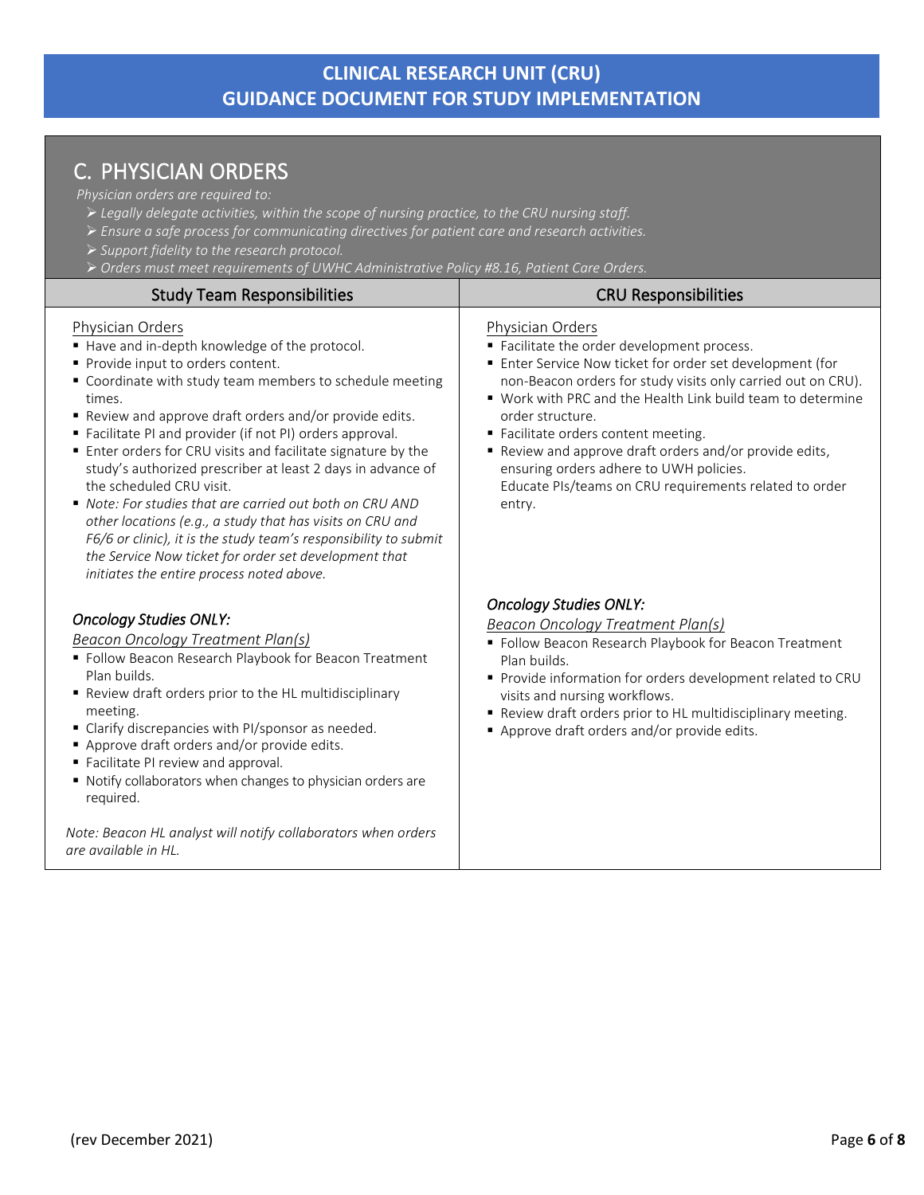## C. PHYSICIAN ORDERS

*Physician orders are required to:*

- *Legally delegate activities, within the scope of nursing practice, to the CRU nursing staff.*
- *Ensure a safe process for communicating directives for patient care and research activities.*
- *Support fidelity to the research protocol.*
- *Orders must meet requirements of UWHC Administrative Policy #8.16, Patient Care Orders.*

| Study Team Responsibilities | CRU Responsibilities |
|---|---|
| <u>Physician Orders</u><br>▪ Have and in-depth knowledge of the protocol.<br>▪ Provide input to orders content.<br>▪ Coordinate with study team members to schedule meeting times.<br>▪ Review and approve draft orders and/or provide edits.<br>▪ Facilitate PI and provider (if not PI) orders approval.<br>▪ Enter orders for CRU visits and facilitate signature by the study's authorized prescriber at least 2 days in advance of the scheduled CRU visit.<br>▪ *Note: For studies that are carried out both on CRU AND other locations (e.g., a study that has visits on CRU and F6/6 or clinic), it is the study team's responsibility to submit the Service Now ticket for order set development that initiates the entire process noted above.* | <u>Physician Orders</u><br>▪ Facilitate the order development process.<br>▪ Enter Service Now ticket for order set development (for non-Beacon orders for study visits only carried out on CRU).<br>▪ Work with PRC and the Health Link build team to determine order structure.<br>▪ Facilitate orders content meeting.<br>▪ Review and approve draft orders and/or provide edits, ensuring orders adhere to UWH policies. Educate PIs/teams on CRU requirements related to order entry. |
| ***Oncology Studies ONLY:***<br>*<u>Beacon Oncology Treatment Plan(s)</u>*<br>▪ Follow Beacon Research Playbook for Beacon Treatment Plan builds.<br>▪ Review draft orders prior to the HL multidisciplinary meeting.<br>▪ Clarify discrepancies with PI/sponsor as needed.<br>▪ Approve draft orders and/or provide edits.<br>▪ Facilitate PI review and approval.<br>▪ Notify collaborators when changes to physician orders are required.<br><br>*Note: Beacon HL analyst will notify collaborators when orders are available in HL.* | ***Oncology Studies ONLY:***<br>*<u>Beacon Oncology Treatment Plan(s)</u>*<br>▪ Follow Beacon Research Playbook for Beacon Treatment Plan builds.<br>▪ Provide information for orders development related to CRU visits and nursing workflows.<br>▪ Review draft orders prior to HL multidisciplinary meeting.<br>▪ Approve draft orders and/or provide edits. |

(rev December 2021)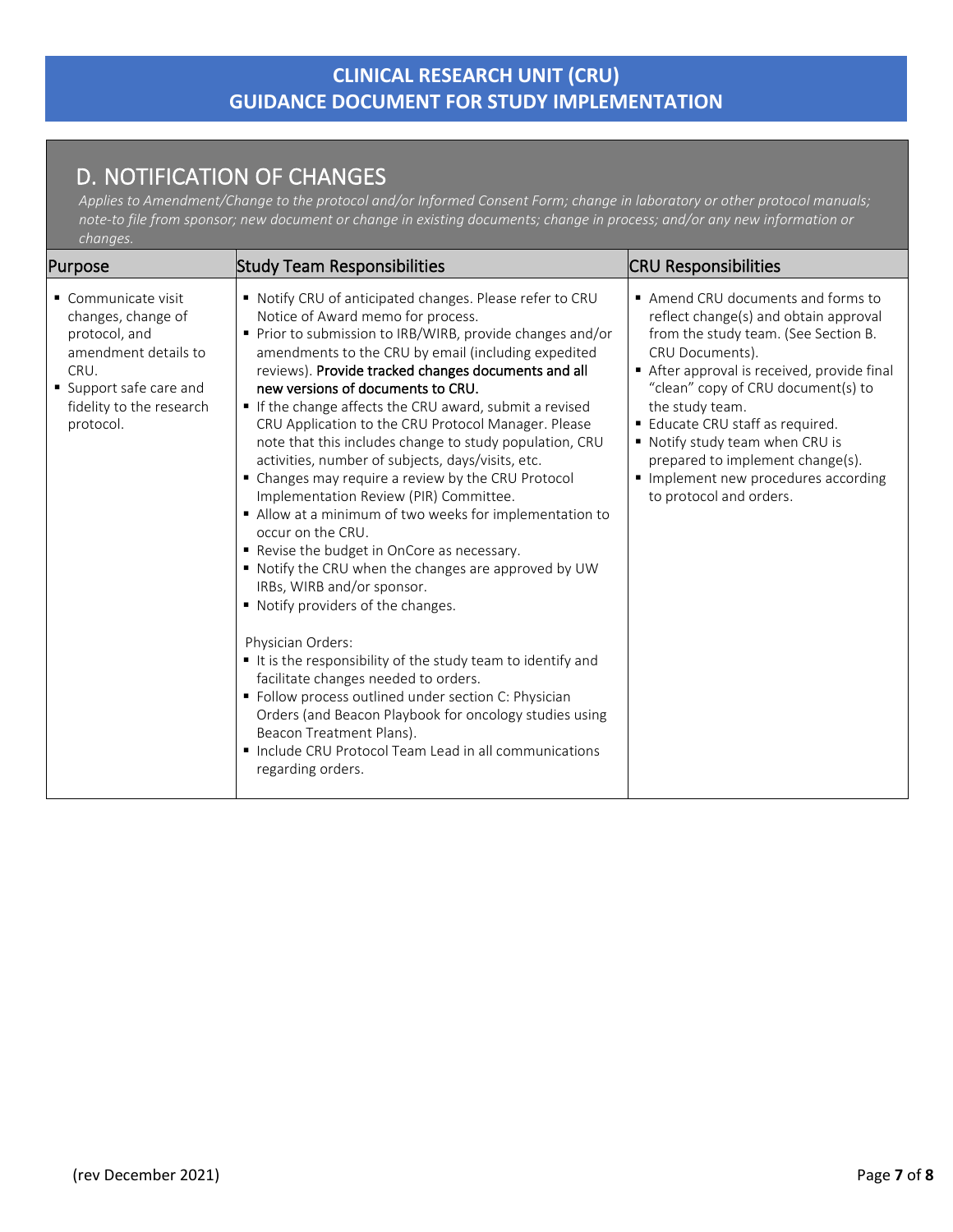## D. NOTIFICATION OF CHANGES

*Applies to Amendment/Change to the protocol and/or Informed Consent Form; change in laboratory or other protocol manuals; note-to file from sponsor; new document or change in existing documents; change in process; and/or any new information or changes.*

| Purpose | Study Team Responsibilities | CRU Responsibilities |
|---|---|---|
| ▪ Communicate visit changes, change of protocol, and amendment details to CRU.<br>▪ Support safe care and fidelity to the research protocol. | ▪ Notify CRU of anticipated changes. Please refer to CRU Notice of Award memo for process.<br>▪ Prior to submission to IRB/WIRB, provide changes and/or amendments to the CRU by email (including expedited reviews). **Provide tracked changes documents and all new versions of documents to CRU.**<br>▪ If the change affects the CRU award, submit a revised CRU Application to the CRU Protocol Manager. Please note that this includes change to study population, CRU activities, number of subjects, days/visits, etc.<br>▪ Changes may require a review by the CRU Protocol Implementation Review (PIR) Committee.<br>▪ Allow at a minimum of two weeks for implementation to occur on the CRU.<br>▪ Revise the budget in OnCore as necessary.<br>▪ Notify the CRU when the changes are approved by UW IRBs, WIRB and/or sponsor.<br>▪ Notify providers of the changes.<br><br>Physician Orders:<br>▪ It is the responsibility of the study team to identify and facilitate changes needed to orders.<br>▪ Follow process outlined under section C: Physician Orders (and Beacon Playbook for oncology studies using Beacon Treatment Plans).<br>▪ Include CRU Protocol Team Lead in all communications regarding orders. | ▪ Amend CRU documents and forms to reflect change(s) and obtain approval from the study team. (See Section B. CRU Documents).<br>▪ After approval is received, provide final "clean" copy of CRU document(s) to the study team.<br>▪ Educate CRU staff as required.<br>▪ Notify study team when CRU is prepared to implement change(s).<br>▪ Implement new procedures according to protocol and orders. |

(rev December 2021)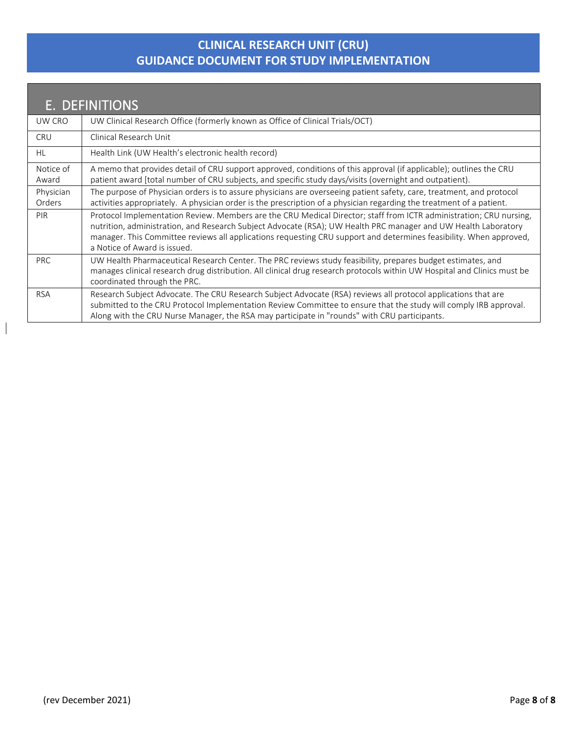## E. DEFINITIONS

| | |
|---|---|
| UW CRO | UW Clinical Research Office (formerly known as Office of Clinical Trials/OCT) |
| CRU | Clinical Research Unit |
| HL | Health Link (UW Health's electronic health record) |
| Notice of Award | A memo that provides detail of CRU support approved, conditions of this approval (if applicable); outlines the CRU patient award [total number of CRU subjects, and specific study days/visits (overnight and outpatient). |
| Physician Orders | The purpose of Physician orders is to assure physicians are overseeing patient safety, care, treatment, and protocol activities appropriately. A physician order is the prescription of a physician regarding the treatment of a patient. |
| PIR | Protocol Implementation Review. Members are the CRU Medical Director; staff from ICTR administration; CRU nursing, nutrition, administration, and Research Subject Advocate (RSA); UW Health PRC manager and UW Health Laboratory manager. This Committee reviews all applications requesting CRU support and determines feasibility. When approved, a Notice of Award is issued. |
| PRC | UW Health Pharmaceutical Research Center. The PRC reviews study feasibility, prepares budget estimates, and manages clinical research drug distribution. All clinical drug research protocols within UW Hospital and Clinics must be coordinated through the PRC. |
| RSA | Research Subject Advocate. The CRU Research Subject Advocate (RSA) reviews all protocol applications that are submitted to the CRU Protocol Implementation Review Committee to ensure that the study will comply IRB approval. Along with the CRU Nurse Manager, the RSA may participate in "rounds" with CRU participants. |